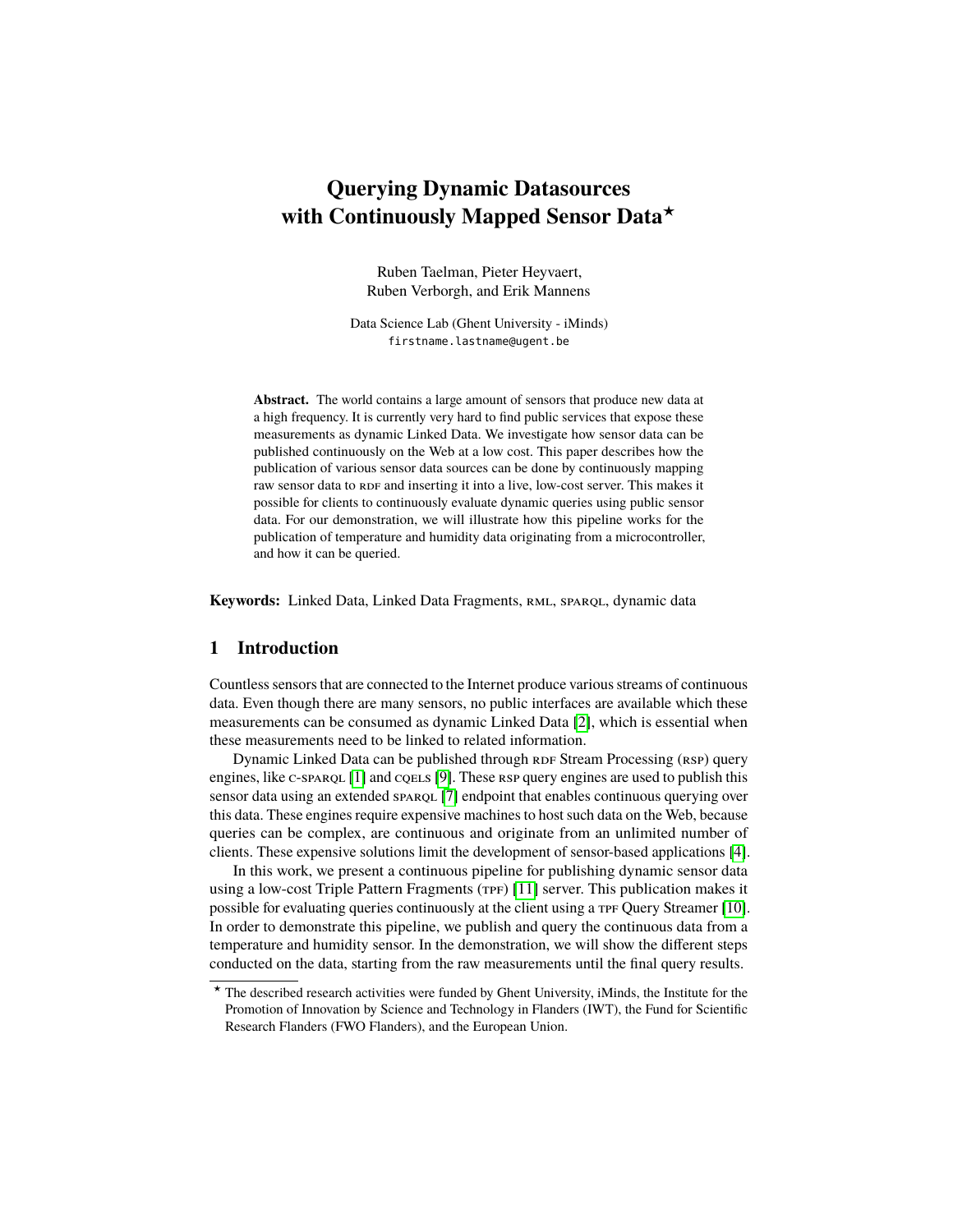# Querying Dynamic Datasources with Continuously Mapped Sensor Data*

Ruben Taelman, Pieter Heyvaert, Ruben Verborgh, and Erik Mannens

Data Science Lab (Ghent University - iMinds)
firstname.lastname@ugent.be

**Abstract.** The world contains a large amount of sensors that produce new data at a high frequency. It is currently very hard to find public services that expose these measurements as dynamic Linked Data. We investigate how sensor data can be published continuously on the Web at a low cost. This paper describes how the publication of various sensor data sources can be done by continuously mapping raw sensor data to RDF and inserting it into a live, low-cost server. This makes it possible for clients to continuously evaluate dynamic queries using public sensor data. For our demonstration, we will illustrate how this pipeline works for the publication of temperature and humidity data originating from a microcontroller, and how it can be queried.

**Keywords:** Linked Data, Linked Data Fragments, RML, SPARQL, dynamic data

## 1 Introduction

Countless sensors that are connected to the Internet produce various streams of continuous data. Even though there are many sensors, no public interfaces are available which these measurements can be consumed as dynamic Linked Data [2], which is essential when these measurements need to be linked to related information.

Dynamic Linked Data can be published through RDF Stream Processing (RSP) query engines, like C-SPARQL [1] and CQELS [9]. These RSP query engines are used to publish this sensor data using an extended SPARQL [7] endpoint that enables continuous querying over this data. These engines require expensive machines to host such data on the Web, because queries can be complex, are continuous and originate from an unlimited number of clients. These expensive solutions limit the development of sensor-based applications [4].

In this work, we present a continuous pipeline for publishing dynamic sensor data using a low-cost Triple Pattern Fragments (TPF) [11] server. This publication makes it possible for evaluating queries continuously at the client using a TPF Query Streamer [10]. In order to demonstrate this pipeline, we publish and query the continuous data from a temperature and humidity sensor. In the demonstration, we will show the different steps conducted on the data, starting from the raw measurements until the final query results.

* The described research activities were funded by Ghent University, iMinds, the Institute for the Promotion of Innovation by Science and Technology in Flanders (IWT), the Fund for Scientific Research Flanders (FWO Flanders), and the European Union.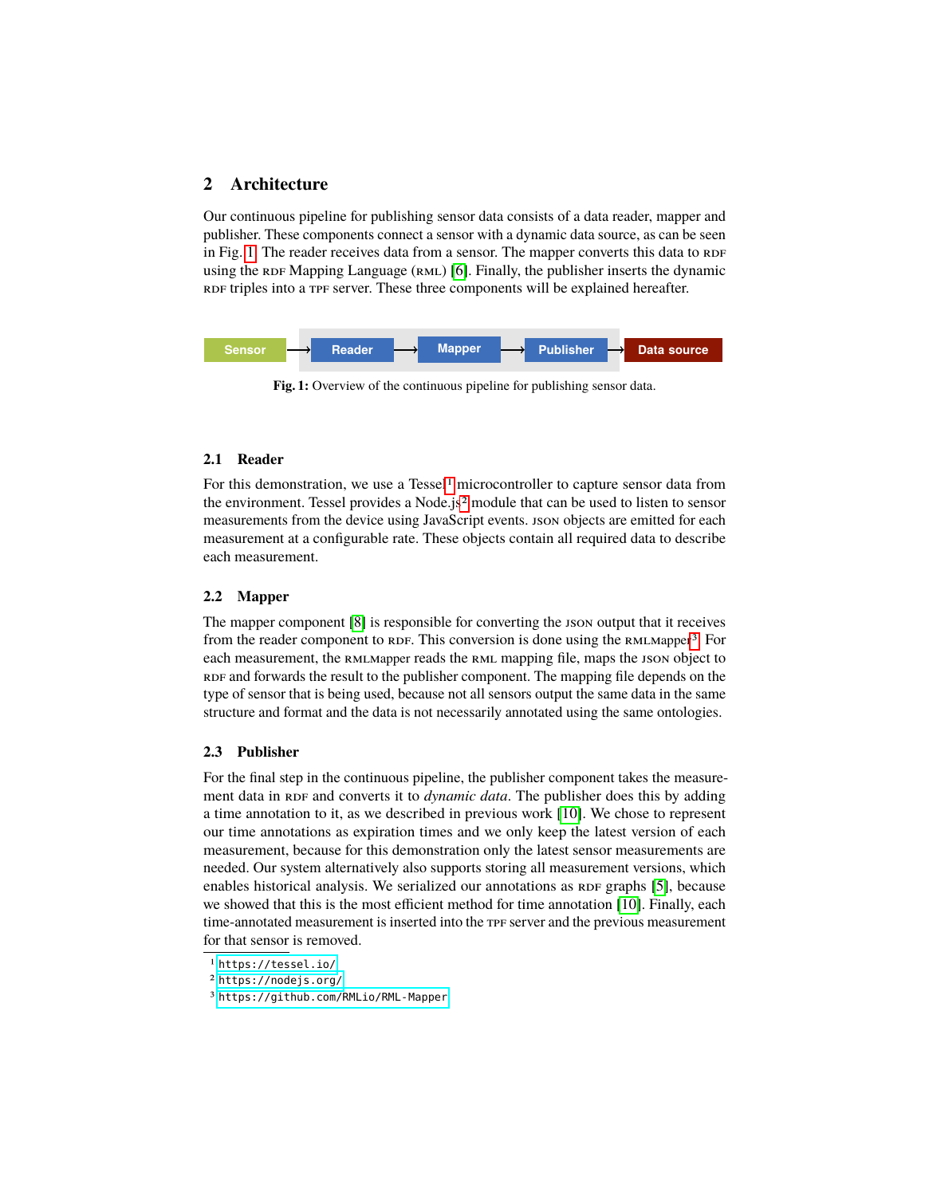## 2 Architecture

Our continuous pipeline for publishing sensor data consists of a data reader, mapper and publisher. These components connect a sensor with a dynamic data source, as can be seen in Fig. 1. The reader receives data from a sensor. The mapper converts this data to RDF using the RDF Mapping Language (RML) [6]. Finally, the publisher inserts the dynamic RDF triples into a TPF server. These three components will be explained hereafter.

Sensor → Reader → Mapper → Publisher → Data source

**Fig. 1:** Overview of the continuous pipeline for publishing sensor data.

### 2.1 Reader

For this demonstration, we use a Tessel[1] microcontroller to capture sensor data from the environment. Tessel provides a Node.js[2] module that can be used to listen to sensor measurements from the device using JavaScript events. JSON objects are emitted for each measurement at a configurable rate. These objects contain all required data to describe each measurement.

### 2.2 Mapper

The mapper component [8] is responsible for converting the JSON output that it receives from the reader component to RDF. This conversion is done using the RMLMapper[3]. For each measurement, the RMLMapper reads the RML mapping file, maps the JSON object to RDF and forwards the result to the publisher component. The mapping file depends on the type of sensor that is being used, because not all sensors output the same data in the same structure and format and the data is not necessarily annotated using the same ontologies.

### 2.3 Publisher

For the final step in the continuous pipeline, the publisher component takes the measurement data in RDF and converts it to *dynamic data*. The publisher does this by adding a time annotation to it, as we described in previous work [10]. We chose to represent our time annotations as expiration times and we only keep the latest version of each measurement, because for this demonstration only the latest sensor measurements are needed. Our system alternatively also supports storing all measurement versions, which enables historical analysis. We serialized our annotations as RDF graphs [5], because we showed that this is the most efficient method for time annotation [10]. Finally, each time-annotated measurement is inserted into the TPF server and the previous measurement for that sensor is removed.

---

[1] https://tessel.io/

[2] https://nodejs.org/

[3] https://github.com/RMLio/RML-Mapper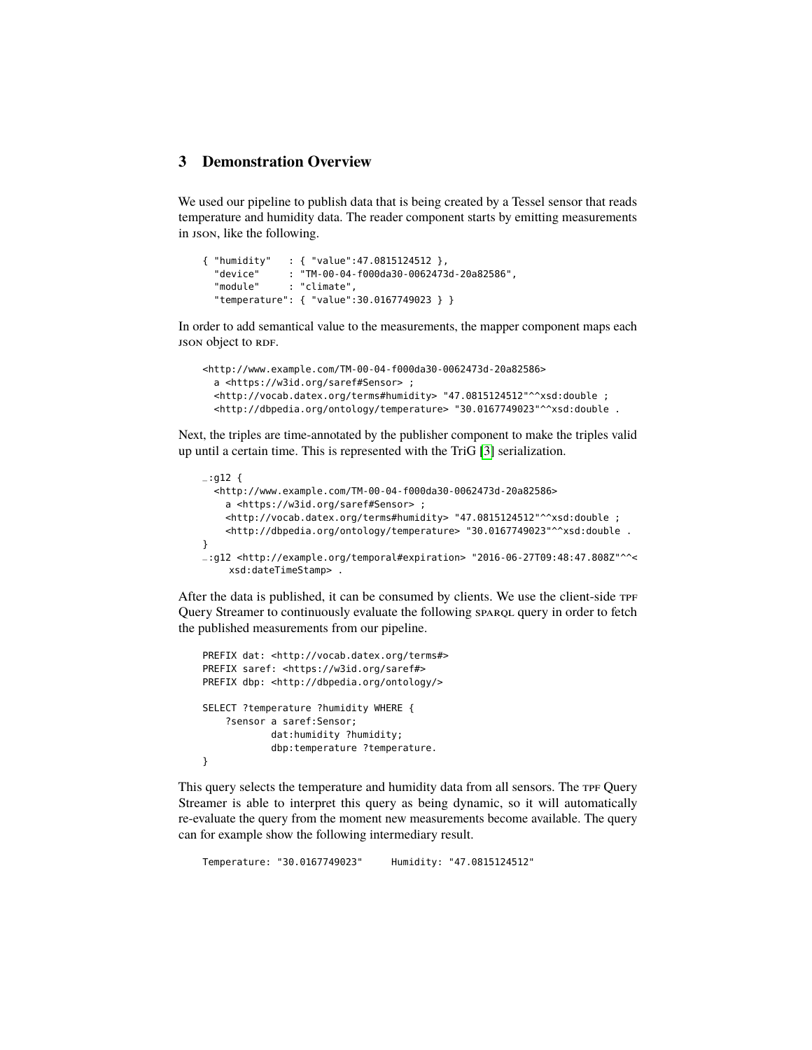## 3 Demonstration Overview

We used our pipeline to publish data that is being created by a Tessel sensor that reads temperature and humidity data. The reader component starts by emitting measurements in JSON, like the following.

```
{ "humidity"   : { "value":47.0815124512 },
  "device"     : "TM-00-04-f000da30-0062473d-20a82586",
  "module"     : "climate",
  "temperature": { "value":30.0167749023 } }
```

In order to add semantical value to the measurements, the mapper component maps each JSON object to RDF.

```
<http://www.example.com/TM-00-04-f000da30-0062473d-20a82586>
  a <https://w3id.org/saref#Sensor> ;
  <http://vocab.datex.org/terms#humidity> "47.0815124512"^^xsd:double ;
  <http://dbpedia.org/ontology/temperature> "30.0167749023"^^xsd:double .
```

Next, the triples are time-annotated by the publisher component to make the triples valid up until a certain time. This is represented with the TriG [3] serialization.

```
_:g12 {
  <http://www.example.com/TM-00-04-f000da30-0062473d-20a82586>
    a <https://w3id.org/saref#Sensor> ;
    <http://vocab.datex.org/terms#humidity> "47.0815124512"^^xsd:double ;
    <http://dbpedia.org/ontology/temperature> "30.0167749023"^^xsd:double .
}
_:g12 <http://example.org/temporal#expiration> "2016-06-27T09:48:47.808Z"^^<
    xsd:dateTimeStamp> .
```

After the data is published, it can be consumed by clients. We use the client-side TPF Query Streamer to continuously evaluate the following SPARQL query in order to fetch the published measurements from our pipeline.

```
PREFIX dat: <http://vocab.datex.org/terms#>
PREFIX saref: <https://w3id.org/saref#>
PREFIX dbp: <http://dbpedia.org/ontology/>

SELECT ?temperature ?humidity WHERE {
    ?sensor a saref:Sensor;
            dat:humidity ?humidity;
            dbp:temperature ?temperature.
}
```

This query selects the temperature and humidity data from all sensors. The TPF Query Streamer is able to interpret this query as being dynamic, so it will automatically re-evaluate the query from the moment new measurements become available. The query can for example show the following intermediary result.

```
Temperature: "30.0167749023"     Humidity: "47.0815124512"
```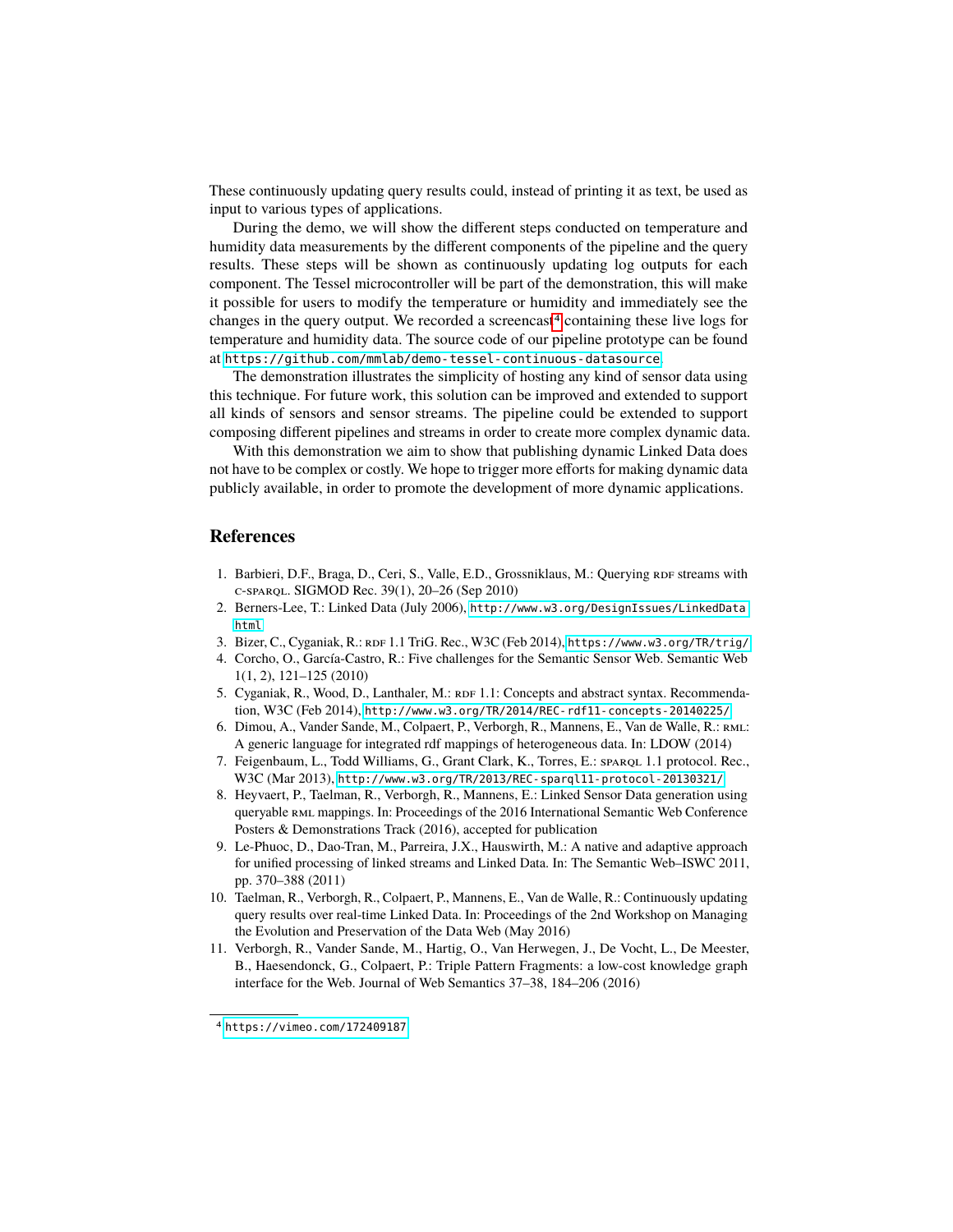These continuously updating query results could, instead of printing it as text, be used as input to various types of applications.

During the demo, we will show the different steps conducted on temperature and humidity data measurements by the different components of the pipeline and the query results. These steps will be shown as continuously updating log outputs for each component. The Tessel microcontroller will be part of the demonstration, this will make it possible for users to modify the temperature or humidity and immediately see the changes in the query output. We recorded a screencast[4] containing these live logs for temperature and humidity data. The source code of our pipeline prototype can be found at https://github.com/mmlab/demo-tessel-continuous-datasource.

The demonstration illustrates the simplicity of hosting any kind of sensor data using this technique. For future work, this solution can be improved and extended to support all kinds of sensors and sensor streams. The pipeline could be extended to support composing different pipelines and streams in order to create more complex dynamic data.

With this demonstration we aim to show that publishing dynamic Linked Data does not have to be complex or costly. We hope to trigger more efforts for making dynamic data publicly available, in order to promote the development of more dynamic applications.

## References

1. Barbieri, D.F., Braga, D., Ceri, S., Valle, E.D., Grossniklaus, M.: Querying RDF streams with C-SPARQL. SIGMOD Rec. 39(1), 20–26 (Sep 2010)
2. Berners-Lee, T.: Linked Data (July 2006), http://www.w3.org/DesignIssues/LinkedData.html
3. Bizer, C., Cyganiak, R.: RDF 1.1 TriG. Rec., W3C (Feb 2014), https://www.w3.org/TR/trig/
4. Corcho, O., García-Castro, R.: Five challenges for the Semantic Sensor Web. Semantic Web 1(1, 2), 121–125 (2010)
5. Cyganiak, R., Wood, D., Lanthaler, M.: RDF 1.1: Concepts and abstract syntax. Recommendation, W3C (Feb 2014), http://www.w3.org/TR/2014/REC-rdf11-concepts-20140225/
6. Dimou, A., Vander Sande, M., Colpaert, P., Verborgh, R., Mannens, E., Van de Walle, R.: RML: A generic language for integrated rdf mappings of heterogeneous data. In: LDOW (2014)
7. Feigenbaum, L., Todd Williams, G., Grant Clark, K., Torres, E.: SPARQL 1.1 protocol. Rec., W3C (Mar 2013), http://www.w3.org/TR/2013/REC-sparql11-protocol-20130321/
8. Heyvaert, P., Taelman, R., Verborgh, R., Mannens, E.: Linked Sensor Data generation using queryable RML mappings. In: Proceedings of the 2016 International Semantic Web Conference Posters & Demonstrations Track (2016), accepted for publication
9. Le-Phuoc, D., Dao-Tran, M., Parreira, J.X., Hauswirth, M.: A native and adaptive approach for unified processing of linked streams and Linked Data. In: The Semantic Web–ISWC 2011, pp. 370–388 (2011)
10. Taelman, R., Verborgh, R., Colpaert, P., Mannens, E., Van de Walle, R.: Continuously updating query results over real-time Linked Data. In: Proceedings of the 2nd Workshop on Managing the Evolution and Preservation of the Data Web (May 2016)
11. Verborgh, R., Vander Sande, M., Hartig, O., Van Herwegen, J., De Vocht, L., De Meester, B., Haesendonck, G., Colpaert, P.: Triple Pattern Fragments: a low-cost knowledge graph interface for the Web. Journal of Web Semantics 37–38, 184–206 (2016)

[4] https://vimeo.com/172409187